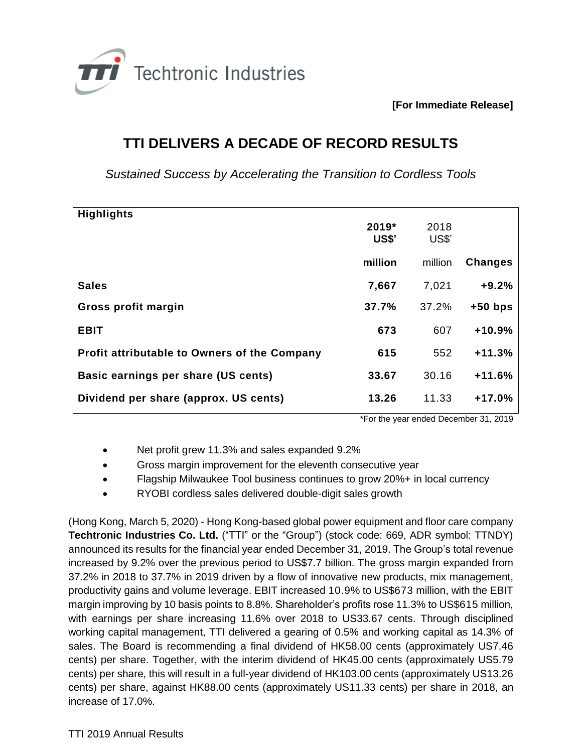Techtronic Industries

**[For Immediate Release]**

# TTI DELIVERS A DECADE OF RECORD RESULTS

*Sustained Success by Accelerating the Transition to Cordless Tools*

| Highlights | 2019* US$' million | 2018 US$' million | Changes |
|---|---|---|---|
| **Sales** | **7,667** | 7,021 | **+9.2%** |
| **Gross profit margin** | **37.7%** | 37.2% | **+50 bps** |
| **EBIT** | **673** | 607 | **+10.9%** |
| **Profit attributable to Owners of the Company** | **615** | 552 | **+11.3%** |
| **Basic earnings per share (US cents)** | **33.67** | 30.16 | **+11.6%** |
| **Dividend per share (approx. US cents)** | **13.26** | 11.33 | **+17.0%** |

*For the year ended December 31, 2019

- Net profit grew 11.3% and sales expanded 9.2%
- Gross margin improvement for the eleventh consecutive year
- Flagship Milwaukee Tool business continues to grow 20%+ in local currency
- RYOBI cordless sales delivered double-digit sales growth

(Hong Kong, March 5, 2020) - Hong Kong-based global power equipment and floor care company **Techtronic Industries Co. Ltd.** ("TTI" or the "Group") (stock code: 669, ADR symbol: TTNDY) announced its results for the financial year ended December 31, 2019. The Group's total revenue increased by 9.2% over the previous period to US$7.7 billion. The gross margin expanded from 37.2% in 2018 to 37.7% in 2019 driven by a flow of innovative new products, mix management, productivity gains and volume leverage. EBIT increased 10.9% to US$673 million, with the EBIT margin improving by 10 basis points to 8.8%. Shareholder's profits rose 11.3% to US$615 million, with earnings per share increasing 11.6% over 2018 to US33.67 cents. Through disciplined working capital management, TTI delivered a gearing of 0.5% and working capital as 14.3% of sales. The Board is recommending a final dividend of HK58.00 cents (approximately US7.46 cents) per share. Together, with the interim dividend of HK45.00 cents (approximately US5.79 cents) per share, this will result in a full-year dividend of HK103.00 cents (approximately US13.26 cents) per share, against HK88.00 cents (approximately US11.33 cents) per share in 2018, an increase of 17.0%.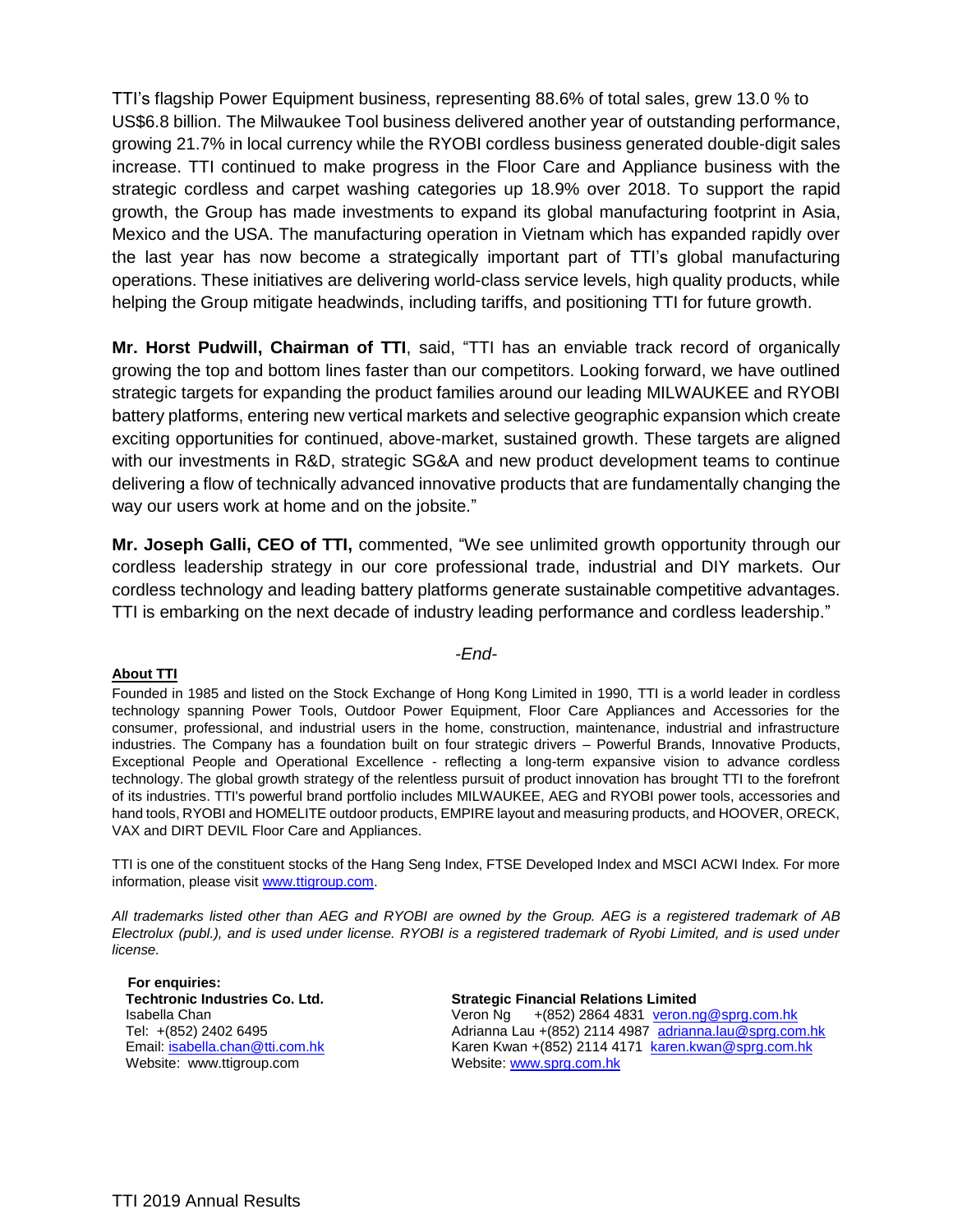TTI's flagship Power Equipment business, representing 88.6% of total sales, grew 13.0 % to US$6.8 billion. The Milwaukee Tool business delivered another year of outstanding performance, growing 21.7% in local currency while the RYOBI cordless business generated double-digit sales increase. TTI continued to make progress in the Floor Care and Appliance business with the strategic cordless and carpet washing categories up 18.9% over 2018. To support the rapid growth, the Group has made investments to expand its global manufacturing footprint in Asia, Mexico and the USA. The manufacturing operation in Vietnam which has expanded rapidly over the last year has now become a strategically important part of TTI's global manufacturing operations. These initiatives are delivering world-class service levels, high quality products, while helping the Group mitigate headwinds, including tariffs, and positioning TTI for future growth.

**Mr. Horst Pudwill, Chairman of TTI**, said, "TTI has an enviable track record of organically growing the top and bottom lines faster than our competitors. Looking forward, we have outlined strategic targets for expanding the product families around our leading MILWAUKEE and RYOBI battery platforms, entering new vertical markets and selective geographic expansion which create exciting opportunities for continued, above-market, sustained growth. These targets are aligned with our investments in R&D, strategic SG&A and new product development teams to continue delivering a flow of technically advanced innovative products that are fundamentally changing the way our users work at home and on the jobsite."

**Mr. Joseph Galli, CEO of TTI,** commented, "We see unlimited growth opportunity through our cordless leadership strategy in our core professional trade, industrial and DIY markets. Our cordless technology and leading battery platforms generate sustainable competitive advantages. TTI is embarking on the next decade of industry leading performance and cordless leadership."

*-End-*

**About TTI**

Founded in 1985 and listed on the Stock Exchange of Hong Kong Limited in 1990, TTI is a world leader in cordless technology spanning Power Tools, Outdoor Power Equipment, Floor Care Appliances and Accessories for the consumer, professional, and industrial users in the home, construction, maintenance, industrial and infrastructure industries. The Company has a foundation built on four strategic drivers – Powerful Brands, Innovative Products, Exceptional People and Operational Excellence - reflecting a long-term expansive vision to advance cordless technology. The global growth strategy of the relentless pursuit of product innovation has brought TTI to the forefront of its industries. TTI's powerful brand portfolio includes MILWAUKEE, AEG and RYOBI power tools, accessories and hand tools, RYOBI and HOMELITE outdoor products, EMPIRE layout and measuring products, and HOOVER, ORECK, VAX and DIRT DEVIL Floor Care and Appliances.

TTI is one of the constituent stocks of the Hang Seng Index, FTSE Developed Index and MSCI ACWI Index. For more information, please visit www.ttigroup.com.

*All trademarks listed other than AEG and RYOBI are owned by the Group. AEG is a registered trademark of AB Electrolux (publ.), and is used under license. RYOBI is a registered trademark of Ryobi Limited, and is used under license.*

**For enquiries:**

**Techtronic Industries Co. Ltd.**
Isabella Chan
Tel: +(852) 2402 6495
Email: isabella.chan@tti.com.hk
Website: www.ttigroup.com

**Strategic Financial Relations Limited**
Veron Ng +(852) 2864 4831 veron.ng@sprg.com.hk
Adrianna Lau +(852) 2114 4987 adrianna.lau@sprg.com.hk
Karen Kwan +(852) 2114 4171 karen.kwan@sprg.com.hk
Website: www.sprg.com.hk